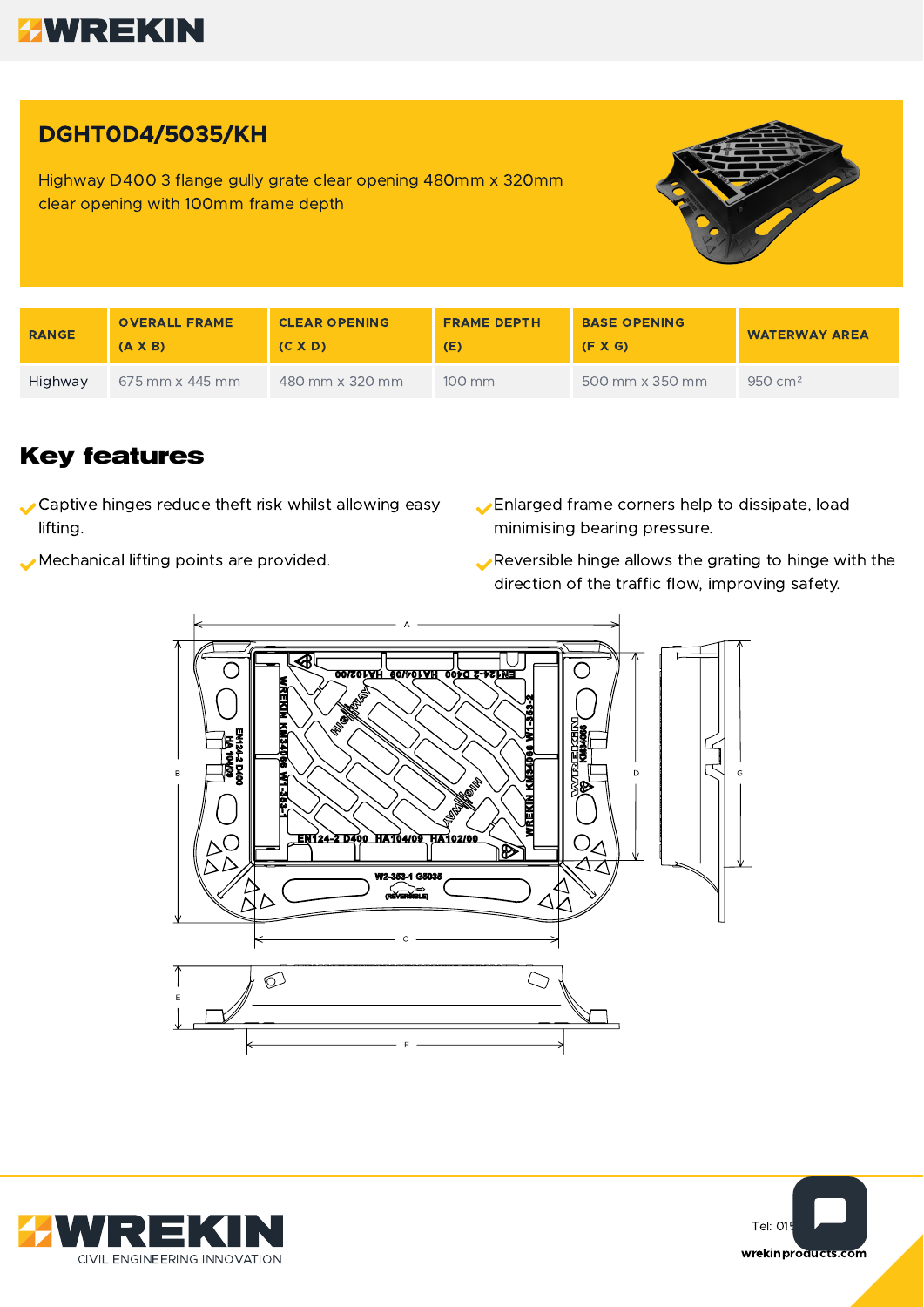# DGHT0D4/5035/KH

Highway D400 3 flange gully grate clear opening 480mm x 320mm clear opening with 100mm frame depth

| RANGE | OVERALL FRAME (A X B) | CLEAR OPENING (C X D) | FRAME DEPTH (E) | BASE OPENING (F X G) | WATERWAY AREA |
|---|---|---|---|---|---|
| Highway | 675 mm x 445 mm | 480 mm x 320 mm | 100 mm | 500 mm x 350 mm | 950 cm² |

## Key features

- Captive hinges reduce theft risk whilst allowing easy lifting.
- Mechanical lifting points are provided.
- Enlarged frame corners help to dissipate, load minimising bearing pressure.
- Reversible hinge allows the grating to hinge with the direction of the traffic flow, improving safety.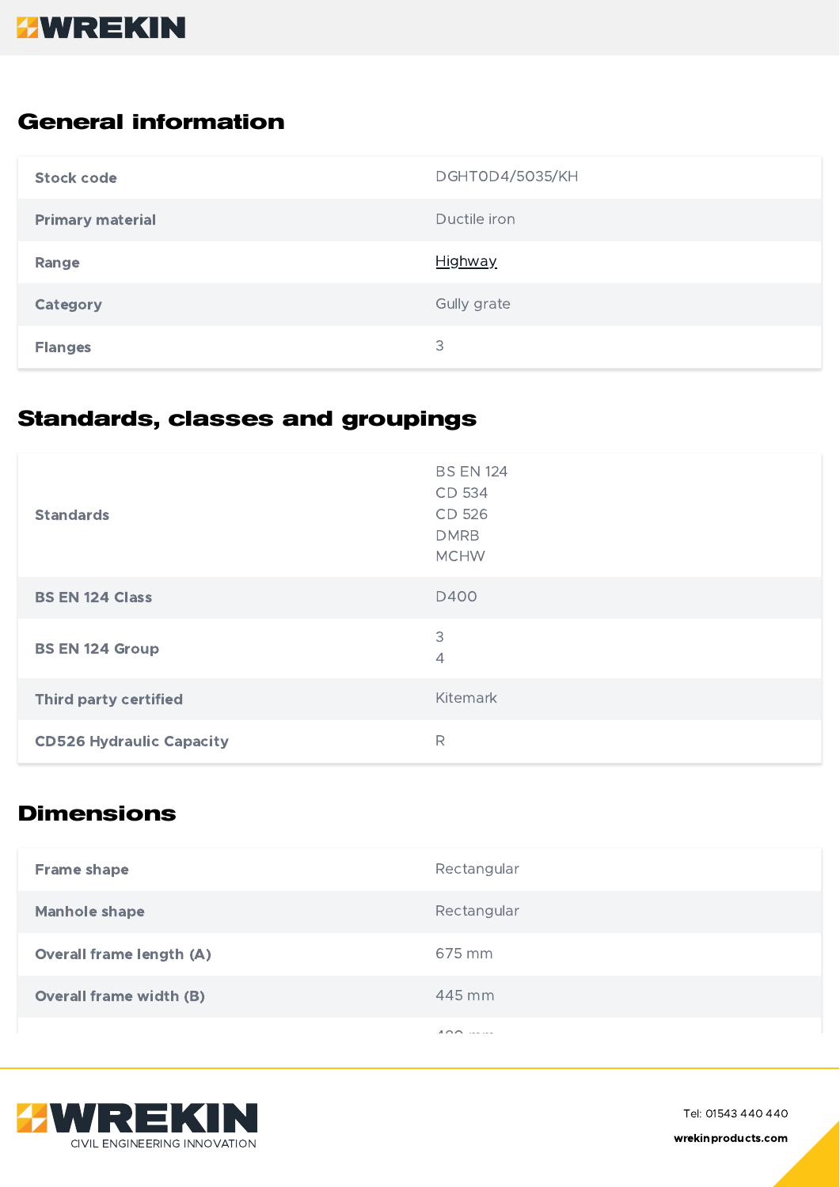## General information

| | |
|---|---|
| Stock code | DGHT0D4/5035/KH |
| Primary material | Ductile iron |
| Range | Highway |
| Category | Gully grate |
| Flanges | 3 |

## Standards, classes and groupings

| | |
|---|---|
| Standards | BS EN 124<br>CD 534<br>CD 526<br>DMRB<br>MCHW |
| BS EN 124 Class | D400 |
| BS EN 124 Group | 3<br>4 |
| Third party certified | Kitemark |
| CD526 Hydraulic Capacity | R |

## Dimensions

| | |
|---|---|
| Frame shape | Rectangular |
| Manhole shape | Rectangular |
| Overall frame length (A) | 675 mm |
| Overall frame width (B) | 445 mm |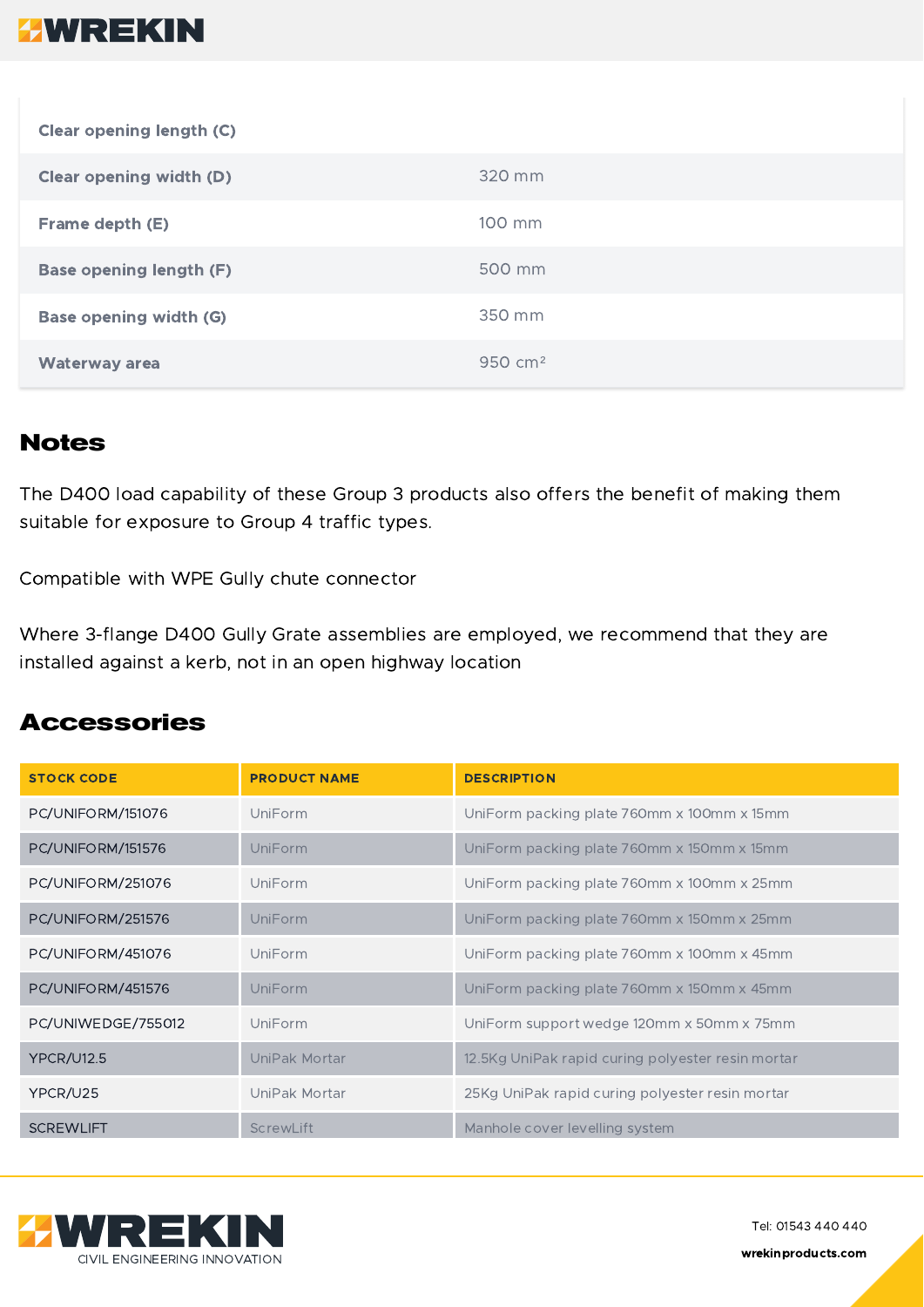| | |
|---|---|
| Clear opening length (C) | |
| Clear opening width (D) | 320 mm |
| Frame depth (E) | 100 mm |
| Base opening length (F) | 500 mm |
| Base opening width (G) | 350 mm |
| Waterway area | 950 cm² |

## Notes

The D400 load capability of these Group 3 products also offers the benefit of making them suitable for exposure to Group 4 traffic types.

Compatible with WPE Gully chute connector

Where 3-flange D400 Gully Grate assemblies are employed, we recommend that they are installed against a kerb, not in an open highway location

## Accessories

| STOCK CODE | PRODUCT NAME | DESCRIPTION |
|---|---|---|
| PC/UNIFORM/151076 | UniForm | UniForm packing plate 760mm x 100mm x 15mm |
| PC/UNIFORM/151576 | UniForm | UniForm packing plate 760mm x 150mm x 15mm |
| PC/UNIFORM/251076 | UniForm | UniForm packing plate 760mm x 100mm x 25mm |
| PC/UNIFORM/251576 | UniForm | UniForm packing plate 760mm x 150mm x 25mm |
| PC/UNIFORM/451076 | UniForm | UniForm packing plate 760mm x 100mm x 45mm |
| PC/UNIFORM/451576 | UniForm | UniForm packing plate 760mm x 150mm x 45mm |
| PC/UNIWEDGE/755012 | UniForm | UniForm support wedge 120mm x 50mm x 75mm |
| YPCR/U12.5 | UniPak Mortar | 12.5Kg UniPak rapid curing polyester resin mortar |
| YPCR/U25 | UniPak Mortar | 25Kg UniPak rapid curing polyester resin mortar |
| SCREWLIFT | ScrewLift | Manhole cover levelling system |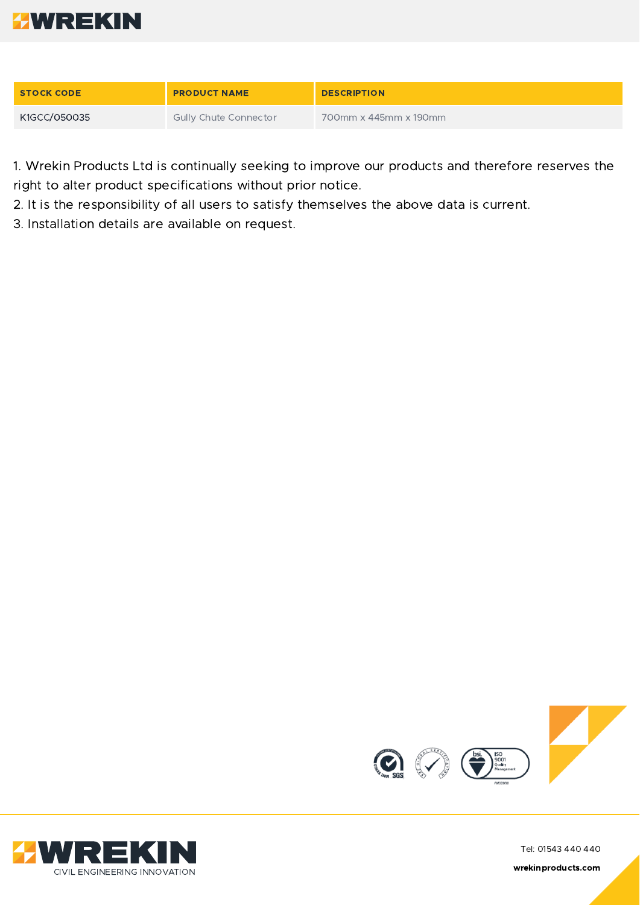| STOCK CODE | PRODUCT NAME | DESCRIPTION |
|---|---|---|
| K1GCC/050035 | Gully Chute Connector | 700mm x 445mm x 190mm |

1. Wrekin Products Ltd is continually seeking to improve our products and therefore reserves the right to alter product specifications without prior notice.
2. It is the responsibility of all users to satisfy themselves the above data is current.
3. Installation details are available on request.

Tel: 01543 440 440

**wrekinproducts.com**